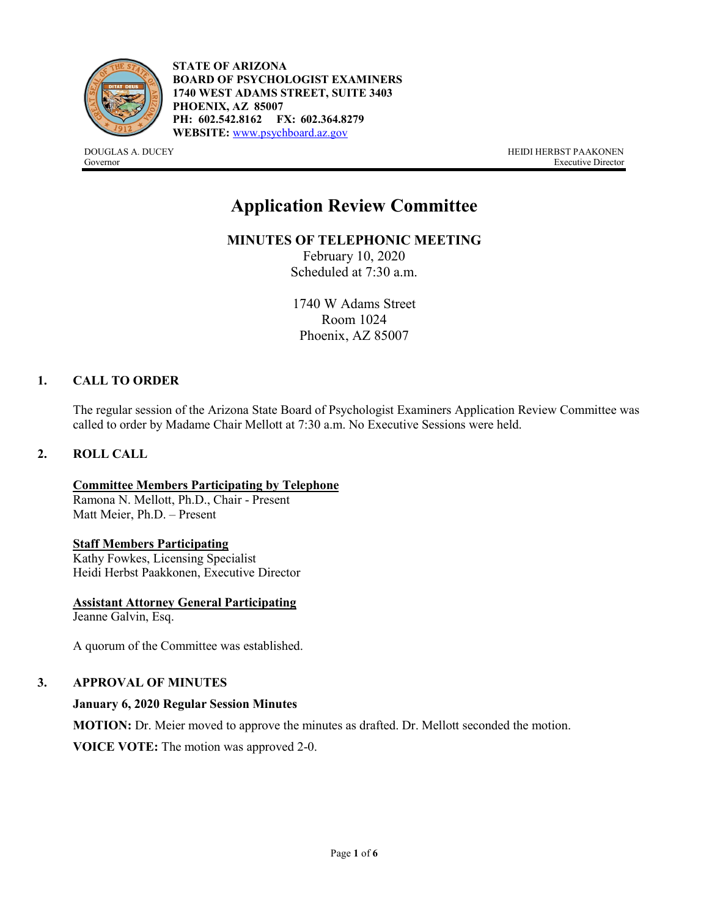**STATE OF ARIZONA**
**BOARD OF PSYCHOLOGIST EXAMINERS**
**1740 WEST ADAMS STREET, SUITE 3403**
**PHOENIX, AZ 85007**
**PH: 602.542.8162 FX: 602.364.8279**
**WEBSITE:** www.psychboard.az.gov

DOUGLAS A. DUCEY
Governor

HEIDI HERBST PAAKONEN
Executive Director

# Application Review Committee

**MINUTES OF TELEPHONIC MEETING**
February 10, 2020
Scheduled at 7:30 a.m.

1740 W Adams Street
Room 1024
Phoenix, AZ 85007

## 1. CALL TO ORDER

The regular session of the Arizona State Board of Psychologist Examiners Application Review Committee was called to order by Madame Chair Mellott at 7:30 a.m. No Executive Sessions were held.

## 2. ROLL CALL

**Committee Members Participating by Telephone**
Ramona N. Mellott, Ph.D., Chair - Present
Matt Meier, Ph.D. – Present

**Staff Members Participating**
Kathy Fowkes, Licensing Specialist
Heidi Herbst Paakkonen, Executive Director

**Assistant Attorney General Participating**
Jeanne Galvin, Esq.

A quorum of the Committee was established.

## 3. APPROVAL OF MINUTES

**January 6, 2020 Regular Session Minutes**

**MOTION:** Dr. Meier moved to approve the minutes as drafted. Dr. Mellott seconded the motion.

**VOICE VOTE:** The motion was approved 2-0.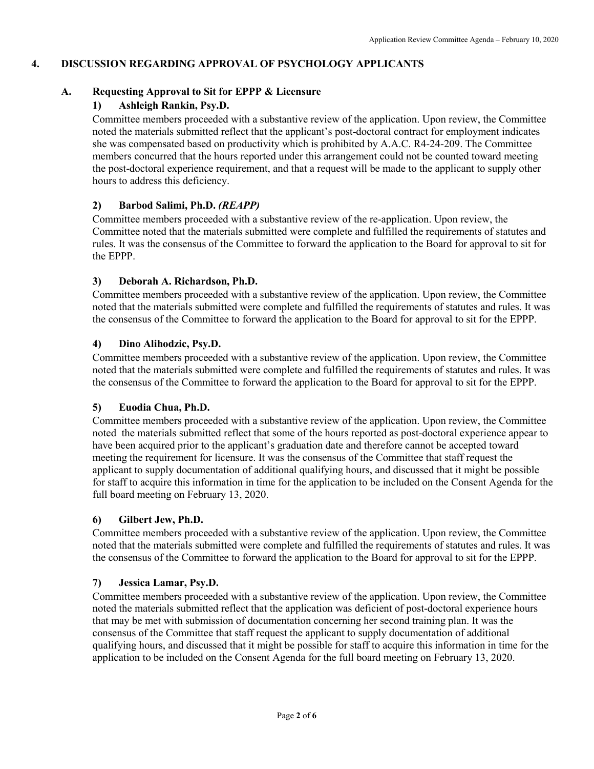## 4. DISCUSSION REGARDING APPROVAL OF PSYCHOLOGY APPLICANTS

### A. Requesting Approval to Sit for EPPP & Licensure

#### 1) Ashleigh Rankin, Psy.D.

Committee members proceeded with a substantive review of the application. Upon review, the Committee noted the materials submitted reflect that the applicant's post-doctoral contract for employment indicates she was compensated based on productivity which is prohibited by A.A.C. R4-24-209. The Committee members concurred that the hours reported under this arrangement could not be counted toward meeting the post-doctoral experience requirement, and that a request will be made to the applicant to supply other hours to address this deficiency.

#### 2) Barbod Salimi, Ph.D. *(REAPP)*

Committee members proceeded with a substantive review of the re-application. Upon review, the Committee noted that the materials submitted were complete and fulfilled the requirements of statutes and rules. It was the consensus of the Committee to forward the application to the Board for approval to sit for the EPPP.

#### 3) Deborah A. Richardson, Ph.D.

Committee members proceeded with a substantive review of the application. Upon review, the Committee noted that the materials submitted were complete and fulfilled the requirements of statutes and rules. It was the consensus of the Committee to forward the application to the Board for approval to sit for the EPPP.

#### 4) Dino Alihodzic, Psy.D.

Committee members proceeded with a substantive review of the application. Upon review, the Committee noted that the materials submitted were complete and fulfilled the requirements of statutes and rules. It was the consensus of the Committee to forward the application to the Board for approval to sit for the EPPP.

#### 5) Euodia Chua, Ph.D.

Committee members proceeded with a substantive review of the application. Upon review, the Committee noted the materials submitted reflect that some of the hours reported as post-doctoral experience appear to have been acquired prior to the applicant's graduation date and therefore cannot be accepted toward meeting the requirement for licensure. It was the consensus of the Committee that staff request the applicant to supply documentation of additional qualifying hours, and discussed that it might be possible for staff to acquire this information in time for the application to be included on the Consent Agenda for the full board meeting on February 13, 2020.

#### 6) Gilbert Jew, Ph.D.

Committee members proceeded with a substantive review of the application. Upon review, the Committee noted that the materials submitted were complete and fulfilled the requirements of statutes and rules. It was the consensus of the Committee to forward the application to the Board for approval to sit for the EPPP.

#### 7) Jessica Lamar, Psy.D.

Committee members proceeded with a substantive review of the application. Upon review, the Committee noted the materials submitted reflect that the application was deficient of post-doctoral experience hours that may be met with submission of documentation concerning her second training plan. It was the consensus of the Committee that staff request the applicant to supply documentation of additional qualifying hours, and discussed that it might be possible for staff to acquire this information in time for the application to be included on the Consent Agenda for the full board meeting on February 13, 2020.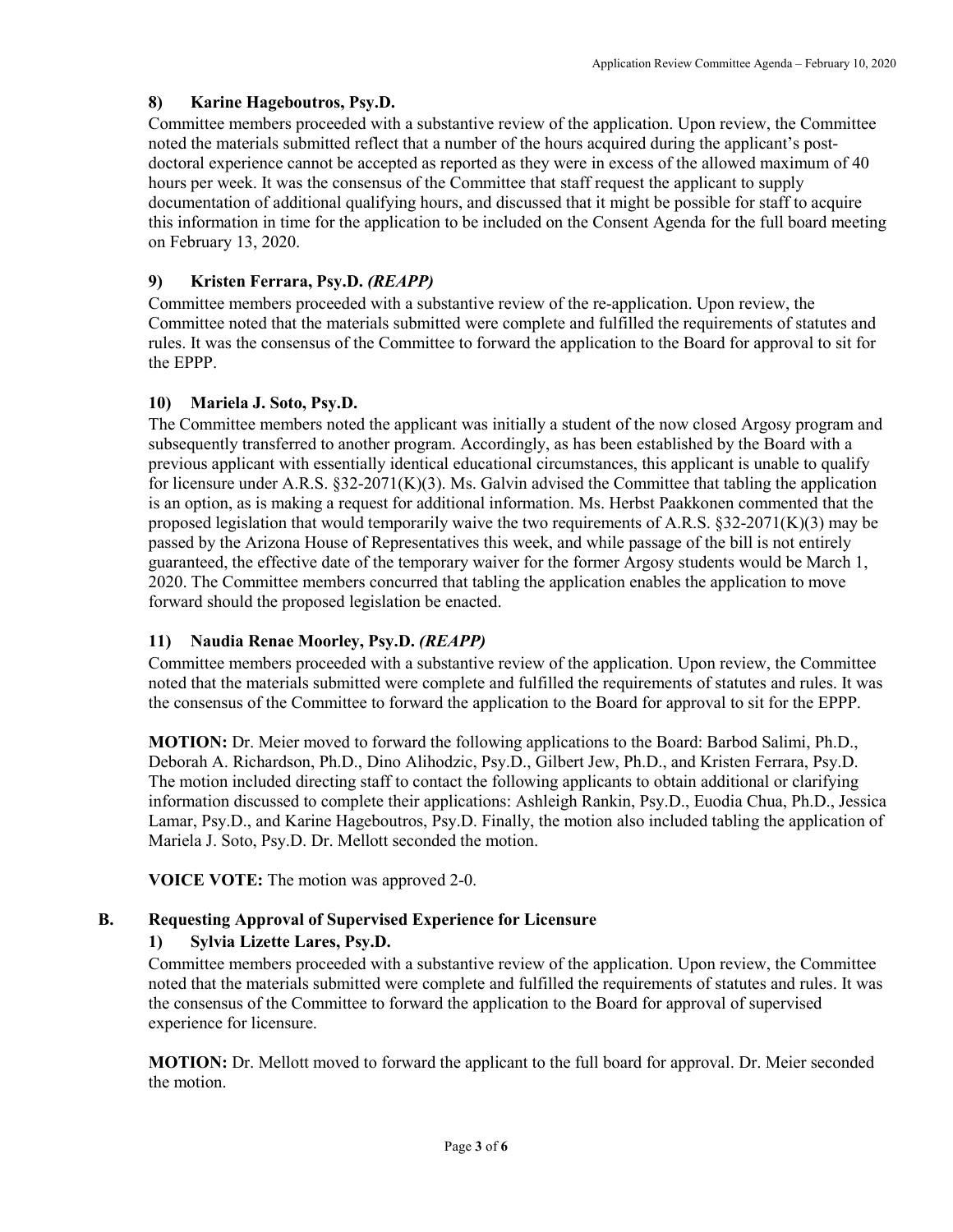### 8) Karine Hageboutros, Psy.D.

Committee members proceeded with a substantive review of the application. Upon review, the Committee noted the materials submitted reflect that a number of the hours acquired during the applicant's post-doctoral experience cannot be accepted as reported as they were in excess of the allowed maximum of 40 hours per week. It was the consensus of the Committee that staff request the applicant to supply documentation of additional qualifying hours, and discussed that it might be possible for staff to acquire this information in time for the application to be included on the Consent Agenda for the full board meeting on February 13, 2020.

### 9) Kristen Ferrara, Psy.D. *(REAPP)*

Committee members proceeded with a substantive review of the re-application. Upon review, the Committee noted that the materials submitted were complete and fulfilled the requirements of statutes and rules. It was the consensus of the Committee to forward the application to the Board for approval to sit for the EPPP.

### 10) Mariela J. Soto, Psy.D.

The Committee members noted the applicant was initially a student of the now closed Argosy program and subsequently transferred to another program. Accordingly, as has been established by the Board with a previous applicant with essentially identical educational circumstances, this applicant is unable to qualify for licensure under A.R.S. §32-2071(K)(3). Ms. Galvin advised the Committee that tabling the application is an option, as is making a request for additional information. Ms. Herbst Paakkonen commented that the proposed legislation that would temporarily waive the two requirements of A.R.S. §32-2071(K)(3) may be passed by the Arizona House of Representatives this week, and while passage of the bill is not entirely guaranteed, the effective date of the temporary waiver for the former Argosy students would be March 1, 2020. The Committee members concurred that tabling the application enables the application to move forward should the proposed legislation be enacted.

### 11) Naudia Renae Moorley, Psy.D. *(REAPP)*

Committee members proceeded with a substantive review of the application. Upon review, the Committee noted that the materials submitted were complete and fulfilled the requirements of statutes and rules. It was the consensus of the Committee to forward the application to the Board for approval to sit for the EPPP.

**MOTION:** Dr. Meier moved to forward the following applications to the Board: Barbod Salimi, Ph.D., Deborah A. Richardson, Ph.D., Dino Alihodzic, Psy.D., Gilbert Jew, Ph.D., and Kristen Ferrara, Psy.D. The motion included directing staff to contact the following applicants to obtain additional or clarifying information discussed to complete their applications: Ashleigh Rankin, Psy.D., Euodia Chua, Ph.D., Jessica Lamar, Psy.D., and Karine Hageboutros, Psy.D. Finally, the motion also included tabling the application of Mariela J. Soto, Psy.D. Dr. Mellott seconded the motion.

**VOICE VOTE:** The motion was approved 2-0.

## B. Requesting Approval of Supervised Experience for Licensure

### 1) Sylvia Lizette Lares, Psy.D.

Committee members proceeded with a substantive review of the application. Upon review, the Committee noted that the materials submitted were complete and fulfilled the requirements of statutes and rules. It was the consensus of the Committee to forward the application to the Board for approval of supervised experience for licensure.

**MOTION:** Dr. Mellott moved to forward the applicant to the full board for approval. Dr. Meier seconded the motion.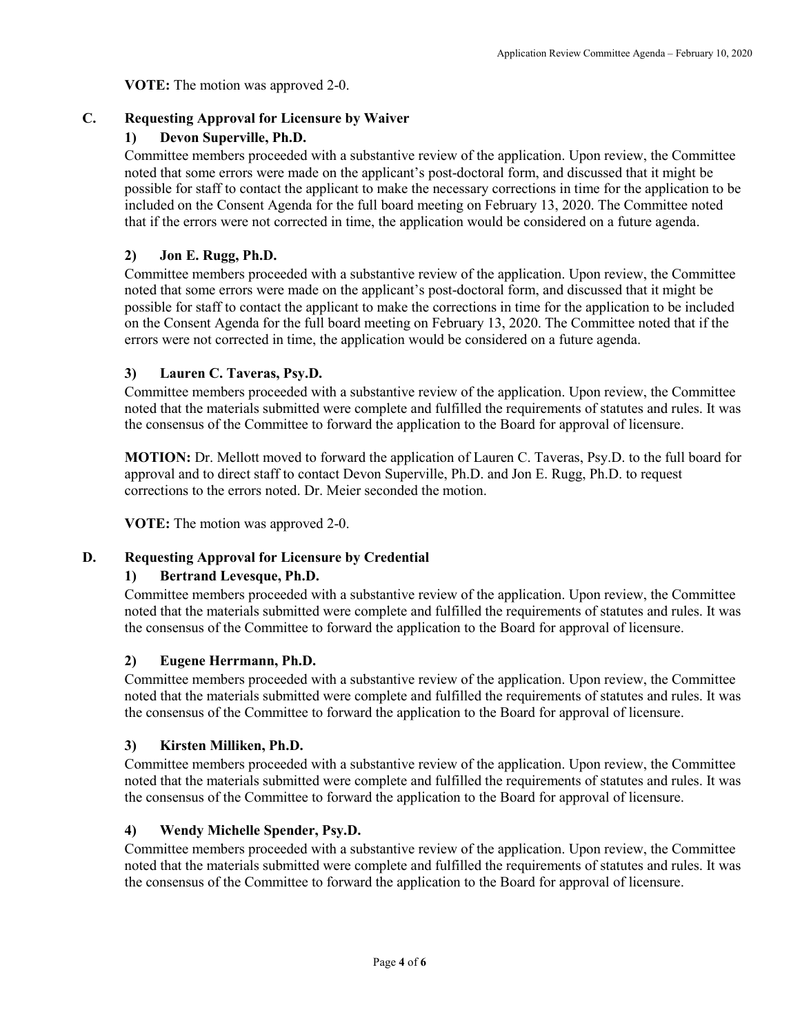**VOTE:** The motion was approved 2-0.

## C. Requesting Approval for Licensure by Waiver

### 1) Devon Superville, Ph.D.

Committee members proceeded with a substantive review of the application. Upon review, the Committee noted that some errors were made on the applicant's post-doctoral form, and discussed that it might be possible for staff to contact the applicant to make the necessary corrections in time for the application to be included on the Consent Agenda for the full board meeting on February 13, 2020. The Committee noted that if the errors were not corrected in time, the application would be considered on a future agenda.

### 2) Jon E. Rugg, Ph.D.

Committee members proceeded with a substantive review of the application. Upon review, the Committee noted that some errors were made on the applicant's post-doctoral form, and discussed that it might be possible for staff to contact the applicant to make the corrections in time for the application to be included on the Consent Agenda for the full board meeting on February 13, 2020. The Committee noted that if the errors were not corrected in time, the application would be considered on a future agenda.

### 3) Lauren C. Taveras, Psy.D.

Committee members proceeded with a substantive review of the application. Upon review, the Committee noted that the materials submitted were complete and fulfilled the requirements of statutes and rules. It was the consensus of the Committee to forward the application to the Board for approval of licensure.

**MOTION:** Dr. Mellott moved to forward the application of Lauren C. Taveras, Psy.D. to the full board for approval and to direct staff to contact Devon Superville, Ph.D. and Jon E. Rugg, Ph.D. to request corrections to the errors noted. Dr. Meier seconded the motion.

**VOTE:** The motion was approved 2-0.

## D. Requesting Approval for Licensure by Credential

### 1) Bertrand Levesque, Ph.D.

Committee members proceeded with a substantive review of the application. Upon review, the Committee noted that the materials submitted were complete and fulfilled the requirements of statutes and rules. It was the consensus of the Committee to forward the application to the Board for approval of licensure.

### 2) Eugene Herrmann, Ph.D.

Committee members proceeded with a substantive review of the application. Upon review, the Committee noted that the materials submitted were complete and fulfilled the requirements of statutes and rules. It was the consensus of the Committee to forward the application to the Board for approval of licensure.

### 3) Kirsten Milliken, Ph.D.

Committee members proceeded with a substantive review of the application. Upon review, the Committee noted that the materials submitted were complete and fulfilled the requirements of statutes and rules. It was the consensus of the Committee to forward the application to the Board for approval of licensure.

### 4) Wendy Michelle Spender, Psy.D.

Committee members proceeded with a substantive review of the application. Upon review, the Committee noted that the materials submitted were complete and fulfilled the requirements of statutes and rules. It was the consensus of the Committee to forward the application to the Board for approval of licensure.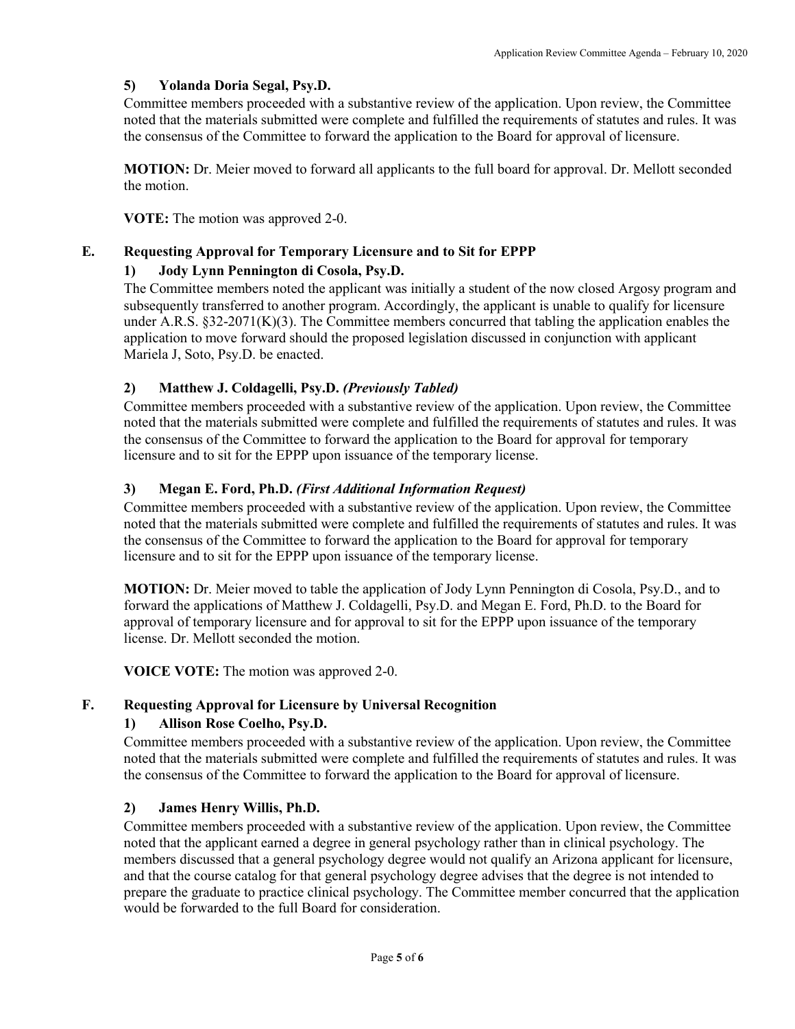### 5) Yolanda Doria Segal, Psy.D.

Committee members proceeded with a substantive review of the application. Upon review, the Committee noted that the materials submitted were complete and fulfilled the requirements of statutes and rules. It was the consensus of the Committee to forward the application to the Board for approval of licensure.

**MOTION:** Dr. Meier moved to forward all applicants to the full board for approval. Dr. Mellott seconded the motion.

**VOTE:** The motion was approved 2-0.

## E. Requesting Approval for Temporary Licensure and to Sit for EPPP

### 1) Jody Lynn Pennington di Cosola, Psy.D.

The Committee members noted the applicant was initially a student of the now closed Argosy program and subsequently transferred to another program. Accordingly, the applicant is unable to qualify for licensure under A.R.S. §32-2071(K)(3). The Committee members concurred that tabling the application enables the application to move forward should the proposed legislation discussed in conjunction with applicant Mariela J, Soto, Psy.D. be enacted.

### 2) Matthew J. Coldagelli, Psy.D. *(Previously Tabled)*

Committee members proceeded with a substantive review of the application. Upon review, the Committee noted that the materials submitted were complete and fulfilled the requirements of statutes and rules. It was the consensus of the Committee to forward the application to the Board for approval for temporary licensure and to sit for the EPPP upon issuance of the temporary license.

### 3) Megan E. Ford, Ph.D. *(First Additional Information Request)*

Committee members proceeded with a substantive review of the application. Upon review, the Committee noted that the materials submitted were complete and fulfilled the requirements of statutes and rules. It was the consensus of the Committee to forward the application to the Board for approval for temporary licensure and to sit for the EPPP upon issuance of the temporary license.

**MOTION:** Dr. Meier moved to table the application of Jody Lynn Pennington di Cosola, Psy.D., and to forward the applications of Matthew J. Coldagelli, Psy.D. and Megan E. Ford, Ph.D. to the Board for approval of temporary licensure and for approval to sit for the EPPP upon issuance of the temporary license. Dr. Mellott seconded the motion.

**VOICE VOTE:** The motion was approved 2-0.

## F. Requesting Approval for Licensure by Universal Recognition

### 1) Allison Rose Coelho, Psy.D.

Committee members proceeded with a substantive review of the application. Upon review, the Committee noted that the materials submitted were complete and fulfilled the requirements of statutes and rules. It was the consensus of the Committee to forward the application to the Board for approval of licensure.

### 2) James Henry Willis, Ph.D.

Committee members proceeded with a substantive review of the application. Upon review, the Committee noted that the applicant earned a degree in general psychology rather than in clinical psychology. The members discussed that a general psychology degree would not qualify an Arizona applicant for licensure, and that the course catalog for that general psychology degree advises that the degree is not intended to prepare the graduate to practice clinical psychology. The Committee member concurred that the application would be forwarded to the full Board for consideration.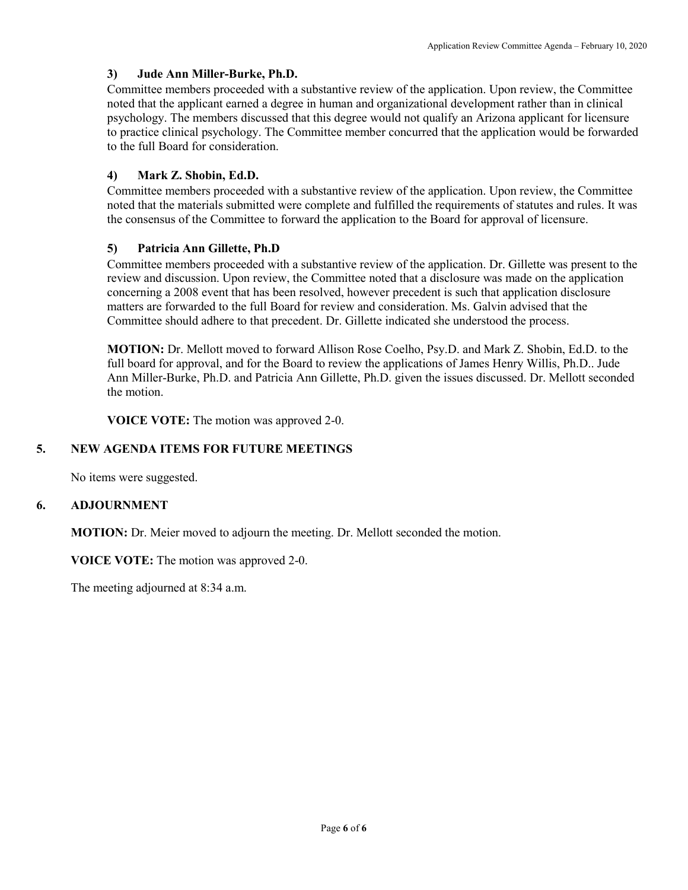### 3) Jude Ann Miller-Burke, Ph.D.

Committee members proceeded with a substantive review of the application. Upon review, the Committee noted that the applicant earned a degree in human and organizational development rather than in clinical psychology. The members discussed that this degree would not qualify an Arizona applicant for licensure to practice clinical psychology. The Committee member concurred that the application would be forwarded to the full Board for consideration.

### 4) Mark Z. Shobin, Ed.D.

Committee members proceeded with a substantive review of the application. Upon review, the Committee noted that the materials submitted were complete and fulfilled the requirements of statutes and rules. It was the consensus of the Committee to forward the application to the Board for approval of licensure.

### 5) Patricia Ann Gillette, Ph.D

Committee members proceeded with a substantive review of the application. Dr. Gillette was present to the review and discussion. Upon review, the Committee noted that a disclosure was made on the application concerning a 2008 event that has been resolved, however precedent is such that application disclosure matters are forwarded to the full Board for review and consideration. Ms. Galvin advised that the Committee should adhere to that precedent. Dr. Gillette indicated she understood the process.

**MOTION:** Dr. Mellott moved to forward Allison Rose Coelho, Psy.D. and Mark Z. Shobin, Ed.D. to the full board for approval, and for the Board to review the applications of James Henry Willis, Ph.D.. Jude Ann Miller-Burke, Ph.D. and Patricia Ann Gillette, Ph.D. given the issues discussed. Dr. Mellott seconded the motion.

**VOICE VOTE:** The motion was approved 2-0.

## 5. NEW AGENDA ITEMS FOR FUTURE MEETINGS

No items were suggested.

## 6. ADJOURNMENT

**MOTION:** Dr. Meier moved to adjourn the meeting. Dr. Mellott seconded the motion.

**VOICE VOTE:** The motion was approved 2-0.

The meeting adjourned at 8:34 a.m.